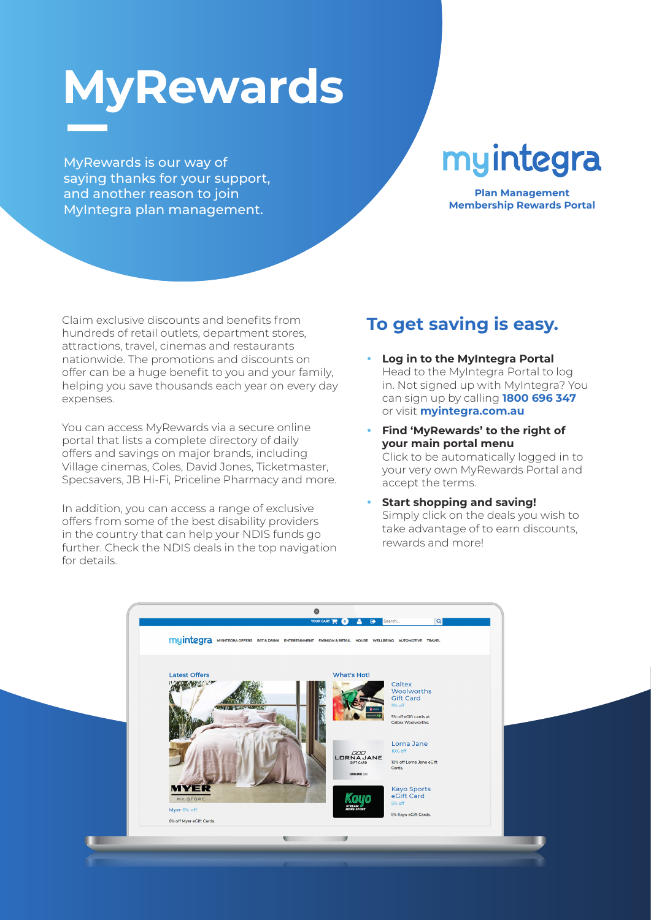# MyRewards

MyRewards is our way of saying thanks for your support, and another reason to join MyIntegra plan management.

myintegra

**Plan Management Membership Rewards Portal**

Claim exclusive discounts and benefits from hundreds of retail outlets, department stores, attractions, travel, cinemas and restaurants nationwide. The promotions and discounts on offer can be a huge benefit to you and your family, helping you save thousands each year on every day expenses.

You can access MyRewards via a secure online portal that lists a complete directory of daily offers and savings on major brands, including Village cinemas, Coles, David Jones, Ticketmaster, Specsavers, JB Hi-Fi, Priceline Pharmacy and more.

In addition, you can access a range of exclusive offers from some of the best disability providers in the country that can help your NDIS funds go further. Check the NDIS deals in the top navigation for details.

## To get saving is easy.

- **Log in to the MyIntegra Portal**
  Head to the MyIntegra Portal to log in. Not signed up with MyIntegra? You can sign up by calling **1800 696 347** or visit **myintegra.com.au**
- **Find 'MyRewards' to the right of your main portal menu**
  Click to be automatically logged in to your very own MyRewards Portal and accept the terms.
- **Start shopping and saving!**
  Simply click on the deals you wish to take advantage of to earn discounts, rewards and more!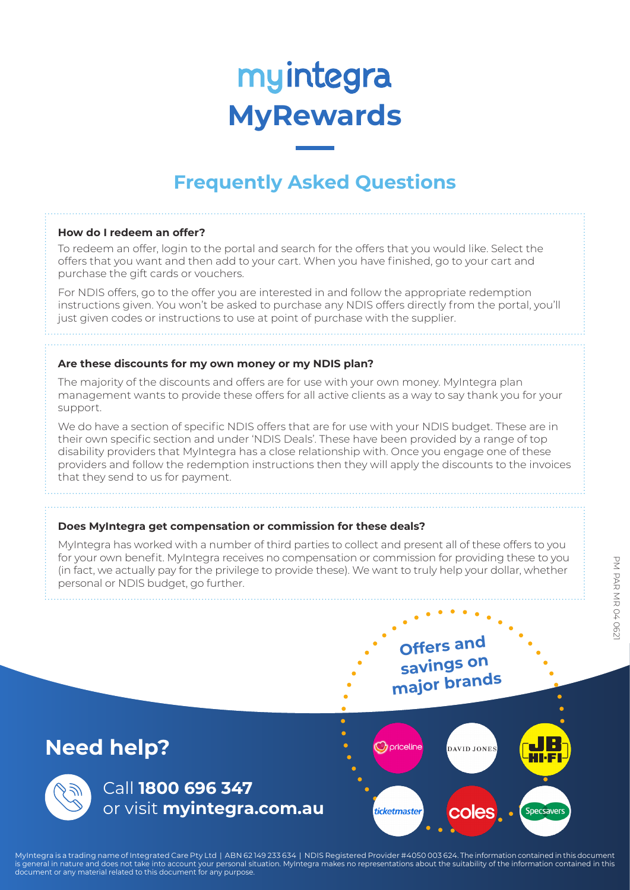# myintegra MyRewards

## Frequently Asked Questions

### How do I redeem an offer?

To redeem an offer, login to the portal and search for the offers that you would like. Select the offers that you want and then add to your cart. When you have finished, go to your cart and purchase the gift cards or vouchers.

For NDIS offers, go to the offer you are interested in and follow the appropriate redemption instructions given. You won't be asked to purchase any NDIS offers directly from the portal, you'll just given codes or instructions to use at point of purchase with the supplier.

### Are these discounts for my own money or my NDIS plan?

The majority of the discounts and offers are for use with your own money. MyIntegra plan management wants to provide these offers for all active clients as a way to say thank you for your support.

We do have a section of specific NDIS offers that are for use with your NDIS budget. These are in their own specific section and under 'NDIS Deals'. These have been provided by a range of top disability providers that MyIntegra has a close relationship with. Once you engage one of these providers and follow the redemption instructions then they will apply the discounts to the invoices that they send to us for payment.

### Does MyIntegra get compensation or commission for these deals?

MyIntegra has worked with a number of third parties to collect and present all of these offers to you for your own benefit. MyIntegra receives no compensation or commission for providing these to you (in fact, we actually pay for the privilege to provide these). We want to truly help your dollar, whether personal or NDIS budget, go further.

Offers and savings on major brands

priceline
DAVID JONES
JB HI-FI
ticketmaster
coles
Specsavers

## Need help?

Call **1800 696 347**
or visit **myintegra.com.au**

PM PAR MR 04 0621

MyIntegra is a trading name of Integrated Care Pty Ltd | ABN 62 149 233 634 | NDIS Registered Provider #4050 003 624. The information contained in this document is general in nature and does not take into account your personal situation. MyIntegra makes no representations about the suitability of the information contained in this document or any material related to this document for any purpose.